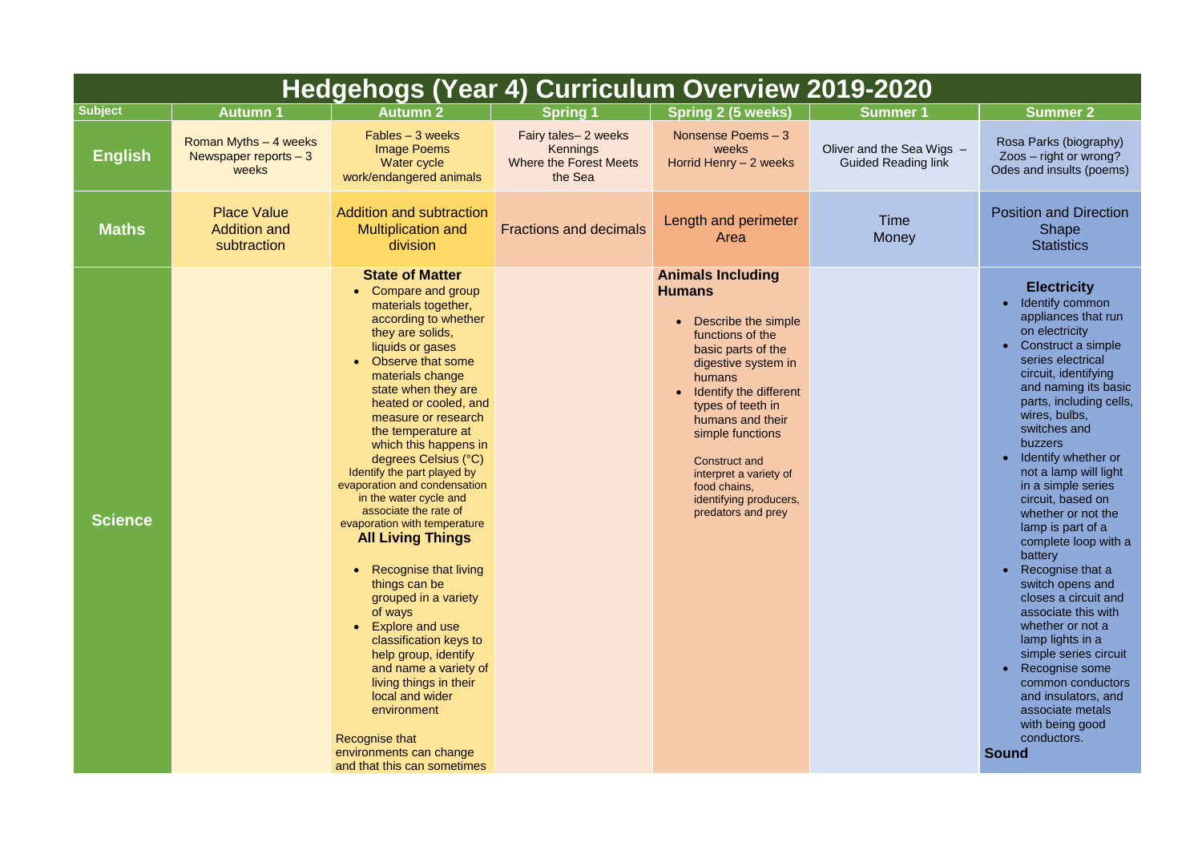# Hedgehogs (Year 4) Curriculum Overview 2019-2020

| Subject | Autumn 1 | Autumn 2 | Spring 1 | Spring 2 (5 weeks) | Summer 1 | Summer 2 |
|---|---|---|---|---|---|---|
| **English** | Roman Myths – 4 weeks<br>Newspaper reports – 3 weeks | Fables – 3 weeks<br>Image Poems<br>Water cycle work/endangered animals | Fairy tales– 2 weeks<br>Kennings<br>Where the Forest Meets the Sea | Nonsense Poems – 3 weeks<br>Horrid Henry – 2 weeks | Oliver and the Sea Wigs – Guided Reading link | Rosa Parks (biography)<br>Zoos – right or wrong?<br>Odes and insults (poems) |
| **Maths** | Place Value<br>Addition and subtraction | Addition and subtraction<br>Multiplication and division | Fractions and decimals | Length and perimeter<br>Area | Time<br>Money | Position and Direction<br>Shape<br>Statistics |
| **Science** | | **State of Matter**<br>• Compare and group materials together, according to whether they are solids, liquids or gases<br>• Observe that some materials change state when they are heated or cooled, and measure or research the temperature at which this happens in degrees Celsius (°C)<br>Identify the part played by evaporation and condensation in the water cycle and associate the rate of evaporation with temperature<br>**All Living Things**<br>• Recognise that living things can be grouped in a variety of ways<br>• Explore and use classification keys to help group, identify and name a variety of living things in their local and wider environment<br>Recognise that environments can change and that this can sometimes | | **Animals Including Humans**<br>• Describe the simple functions of the basic parts of the digestive system in humans<br>• Identify the different types of teeth in humans and their simple functions<br>Construct and interpret a variety of food chains, identifying producers, predators and prey | | **Electricity**<br>• Identify common appliances that run on electricity<br>• Construct a simple series electrical circuit, identifying and naming its basic parts, including cells, wires, bulbs, switches and buzzers<br>• Identify whether or not a lamp will light in a simple series circuit, based on whether or not the lamp is part of a complete loop with a battery<br>• Recognise that a switch opens and closes a circuit and associate this with whether or not a lamp lights in a simple series circuit<br>• Recognise some common conductors and insulators, and associate metals with being good conductors.<br>**Sound** |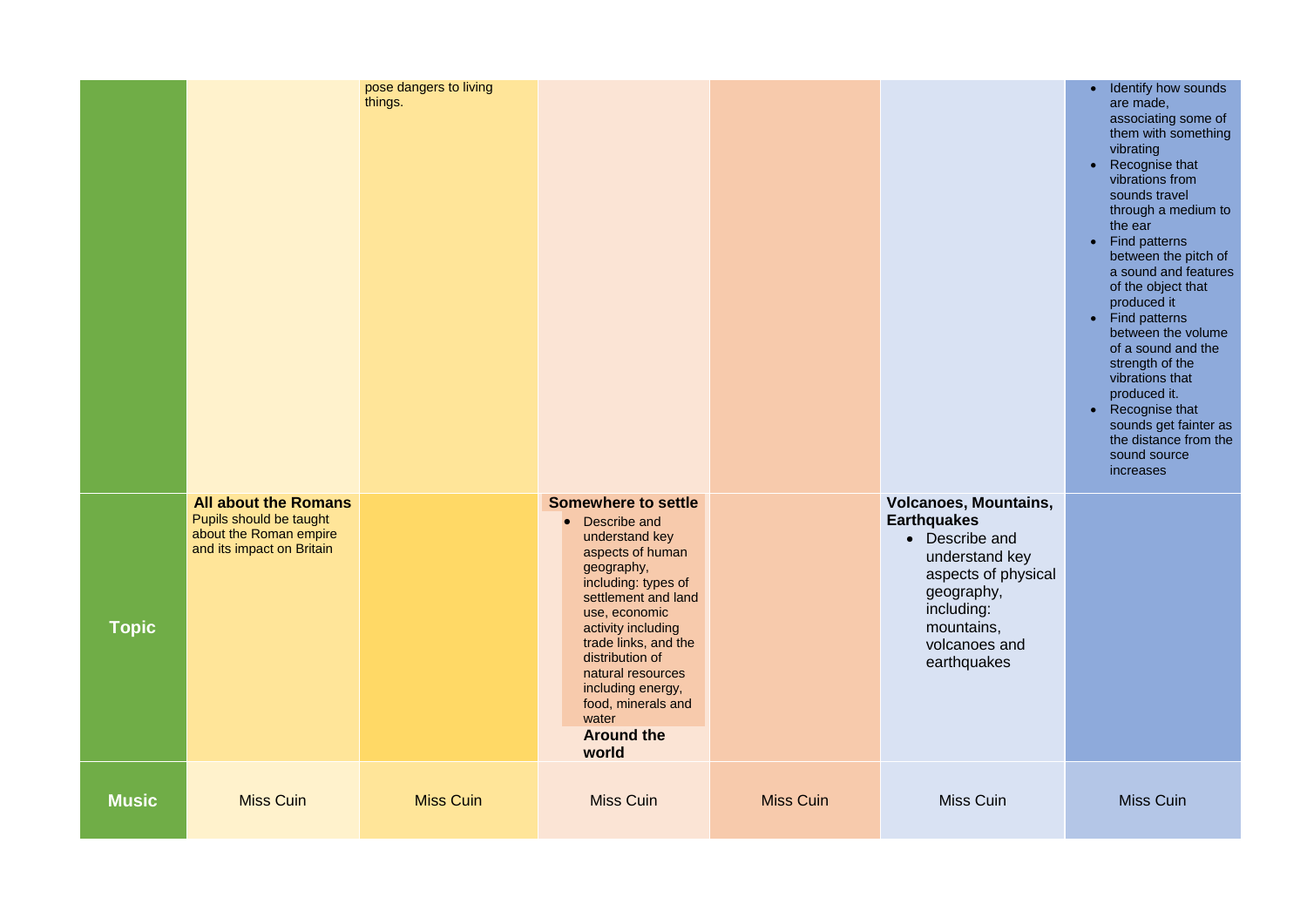| | | | | | | |
|---|---|---|---|---|---|---|
| | | pose dangers to living things. | | | | • Identify how sounds are made, associating some of them with something vibrating<br>• Recognise that vibrations from sounds travel through a medium to the ear<br>• Find patterns between the pitch of a sound and features of the object that produced it<br>• Find patterns between the volume of a sound and the strength of the vibrations that produced it.<br>• Recognise that sounds get fainter as the distance from the sound source increases |
| **Topic** | **All about the Romans**<br>Pupils should be taught about the Roman empire and its impact on Britain | | **Somewhere to settle**<br>• Describe and understand key aspects of human geography, including: types of settlement and land use, economic activity including trade links, and the distribution of natural resources including energy, food, minerals and water<br>**Around the world** | | **Volcanoes, Mountains, Earthquakes**<br>• Describe and understand key aspects of physical geography, including: mountains, volcanoes and earthquakes | |
| **Music** | Miss Cuin | Miss Cuin | Miss Cuin | Miss Cuin | Miss Cuin | Miss Cuin |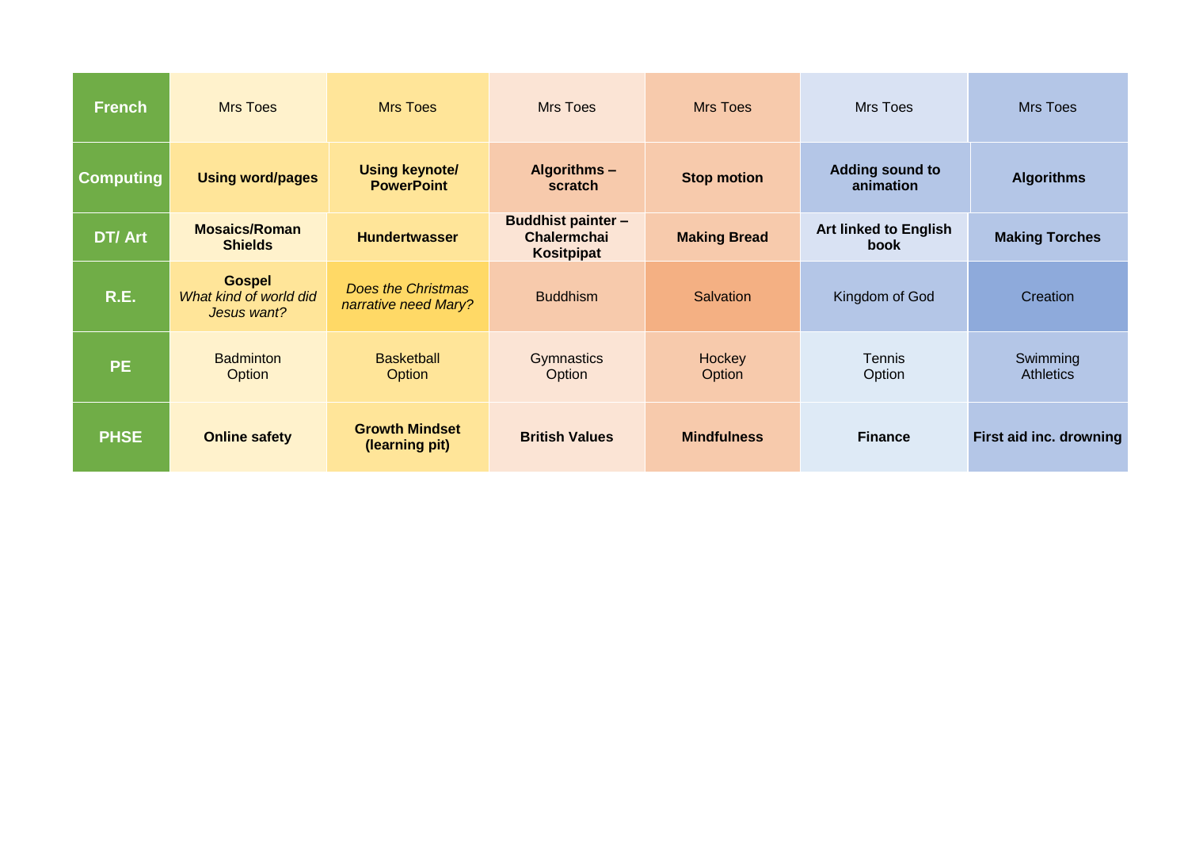| | | | | | | |
|---|---|---|---|---|---|---|
| **French** | Mrs Toes | Mrs Toes | Mrs Toes | Mrs Toes | Mrs Toes | Mrs Toes |
| **Computing** | **Using word/pages** | **Using keynote/ PowerPoint** | **Algorithms – scratch** | **Stop motion** | **Adding sound to animation** | **Algorithms** |
| **DT/ Art** | **Mosaics/Roman Shields** | **Hundertwasser** | **Buddhist painter – Chalermchai Kositpipat** | **Making Bread** | **Art linked to English book** | **Making Torches** |
| **R.E.** | **Gospel** *What kind of world did Jesus want?* | *Does the Christmas narrative need Mary?* | Buddhism | Salvation | Kingdom of God | Creation |
| **PE** | Badminton Option | Basketball Option | Gymnastics Option | Hockey Option | Tennis Option | Swimming Athletics |
| **PHSE** | **Online safety** | **Growth Mindset (learning pit)** | **British Values** | **Mindfulness** | **Finance** | **First aid inc. drowning** |